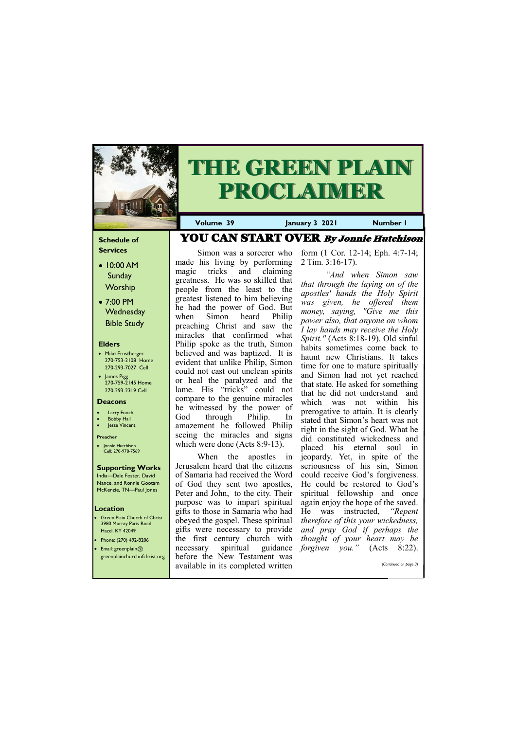# THE GREEN PLAIN PROCLAIMER

**Volume 39** | **January 3 2021** | **Number 1**

### Schedule of Services

- 10:00 AM Sunday Worship
- 7:00 PM Wednesday Bible Study

### Elders

- Mike Ernstberger 270-753-2108 Home 270-293-7027 Cell
- James Pigg 270-759-2145 Home 270-293-2319 Cell

### Deacons

- Larry Enoch
- Bobby Hall
- Jesse Vincent

### Preacher

- Jonnie Hutchison Cell: 270-978-7569

### Supporting Works

India—Dale Foster, David Nance. and Ronnie Gootam
McKenzie, TN—Paul Jones

### Location

- Green Plain Church of Christ 3980 Murray Paris Road Hazel, KY 42049
- Phone: (270) 492-8206
- Email: greenplain@ greenplainchurchofchrist.org

## YOU CAN START OVER *By Jonnie Hutchison*

Simon was a sorcerer who made his living by performing magic tricks and claiming greatness. He was so skilled that people from the least to the greatest listened to him believing he had the power of God. But when Simon heard Philip preaching Christ and saw the miracles that confirmed what Philip spoke as the truth, Simon believed and was baptized. It is evident that unlike Philip, Simon could not cast out unclean spirits or heal the paralyzed and the lame. His "tricks" could not compare to the genuine miracles he witnessed by the power of God through Philip. In amazement he followed Philip seeing the miracles and signs which were done (Acts 8:9-13).

When the apostles in Jerusalem heard that the citizens of Samaria had received the Word of God they sent two apostles, Peter and John, to the city. Their purpose was to impart spiritual gifts to those in Samaria who had obeyed the gospel. These spiritual gifts were necessary to provide the first century church with necessary spiritual guidance before the New Testament was available in its completed written form (1 Cor. 12-14; Eph. 4:7-14; 2 Tim. 3:16-17).

*"And when Simon saw that through the laying on of the apostles' hands the Holy Spirit was given, he offered them money, saying, "Give me this power also, that anyone on whom I lay hands may receive the Holy Spirit."* (Acts 8:18-19). Old sinful habits sometimes come back to haunt new Christians. It takes time for one to mature spiritually and Simon had not yet reached that state. He asked for something that he did not understand and which was not within his prerogative to attain. It is clearly stated that Simon's heart was not right in the sight of God. What he did constituted wickedness and placed his eternal soul in jeopardy. Yet, in spite of the seriousness of his sin, Simon could receive God's forgiveness. He could be restored to God's spiritual fellowship and once again enjoy the hope of the saved. He was instructed, *"Repent therefore of this your wickedness, and pray God if perhaps the thought of your heart may be forgiven you."* (Acts 8:22).

*(Continued on page 3)*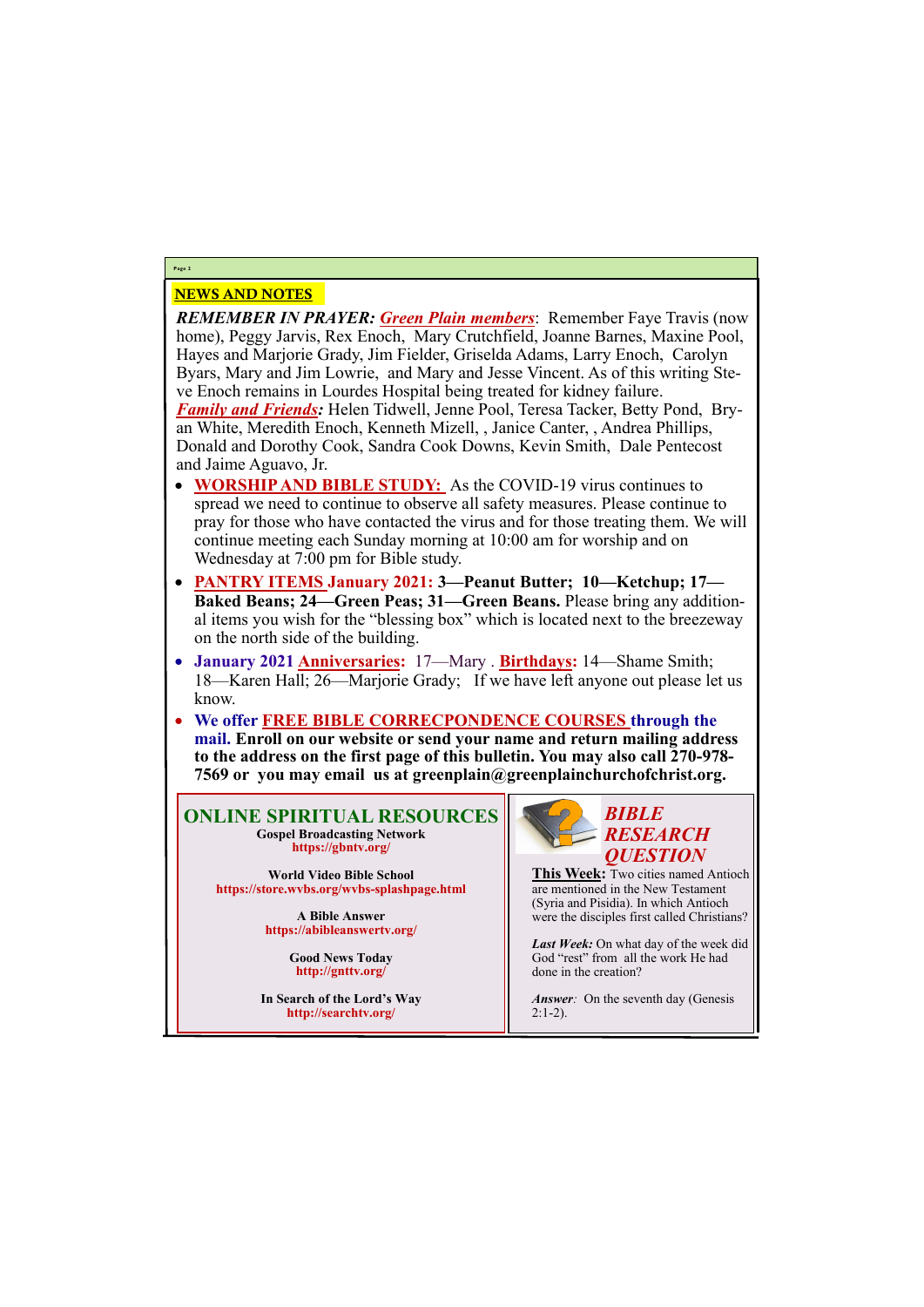## NEWS AND NOTES

***REMEMBER IN PRAYER:*** ***Green Plain members***: Remember Faye Travis (now home), Peggy Jarvis, Rex Enoch, Mary Crutchfield, Joanne Barnes, Maxine Pool, Hayes and Marjorie Grady, Jim Fielder, Griselda Adams, Larry Enoch, Carolyn Byars, Mary and Jim Lowrie, and Mary and Jesse Vincent. As of this writing Steve Enoch remains in Lourdes Hospital being treated for kidney failure.

***Family and Friends:*** Helen Tidwell, Jenne Pool, Teresa Tacker, Betty Pond, Bryan White, Meredith Enoch, Kenneth Mizell, , Janice Canter, , Andrea Phillips, Donald and Dorothy Cook, Sandra Cook Downs, Kevin Smith, Dale Pentecost and Jaime Aguavo, Jr.

- **WORSHIP AND BIBLE STUDY:** As the COVID-19 virus continues to spread we need to continue to observe all safety measures. Please continue to pray for those who have contacted the virus and for those treating them. We will continue meeting each Sunday morning at 10:00 am for worship and on Wednesday at 7:00 pm for Bible study.
- **PANTRY ITEMS January 2021: 3—Peanut Butter; 10—Ketchup; 17—Baked Beans; 24—Green Peas; 31—Green Beans.** Please bring any additional items you wish for the "blessing box" which is located next to the breezeway on the north side of the building.
- **January 2021 Anniversaries:** 17—Mary . **Birthdays:** 14—Shame Smith; 18—Karen Hall; 26—Marjorie Grady; If we have left anyone out please let us know.
- **We offer FREE BIBLE CORRECPONDENCE COURSES through the mail. Enroll on our website or send your name and return mailing address to the address on the first page of this bulletin. You may also call 270-978-7569 or you may email us at greenplain@greenplainchurchofchrist.org.**

## ONLINE SPIRITUAL RESOURCES

**Gospel Broadcasting Network**
**https://gbntv.org/**

**World Video Bible School**
**https://store.wvbs.org/wvbs-splashpage.html**

**A Bible Answer**
**https://abibleanswertv.org/**

**Good News Today**
**http://gnttv.org/**

**In Search of the Lord's Way**
**http://searchtv.org/**

## *BIBLE RESEARCH QUESTION*

**This Week:** Two cities named Antioch are mentioned in the New Testament (Syria and Pisidia). In which Antioch were the disciples first called Christians?

***Last Week:*** On what day of the week did God "rest" from all the work He had done in the creation?

***Answer:*** On the seventh day (Genesis 2:1-2).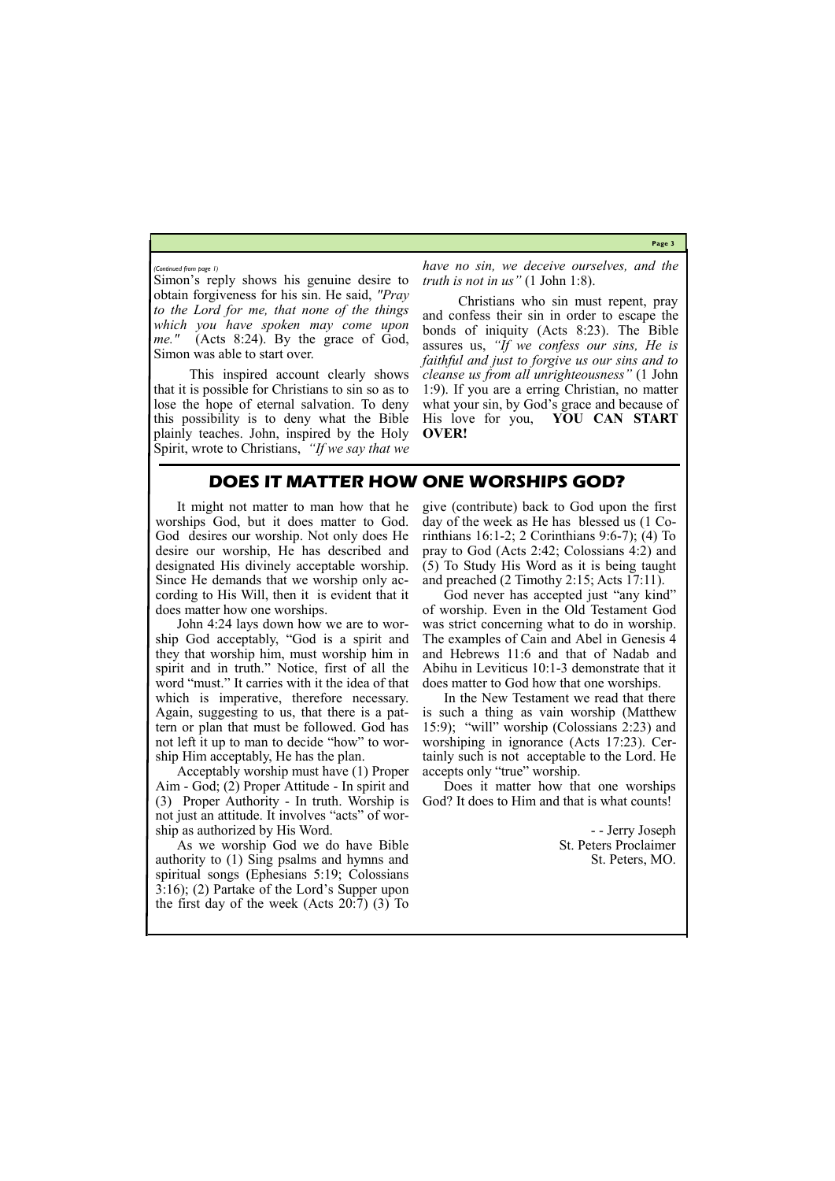*(Continued from page 1)*

Simon's reply shows his genuine desire to obtain forgiveness for his sin. He said, *"Pray to the Lord for me, that none of the things which you have spoken may come upon me."* (Acts 8:24). By the grace of God, Simon was able to start over.

This inspired account clearly shows that it is possible for Christians to sin so as to lose the hope of eternal salvation. To deny this possibility is to deny what the Bible plainly teaches. John, inspired by the Holy Spirit, wrote to Christians, *"If we say that we have no sin, we deceive ourselves, and the truth is not in us"* (1 John 1:8).

Christians who sin must repent, pray and confess their sin in order to escape the bonds of iniquity (Acts 8:23). The Bible assures us, *"If we confess our sins, He is faithful and just to forgive us our sins and to cleanse us from all unrighteousness"* (1 John 1:9). If you are a erring Christian, no matter what your sin, by God's grace and because of His love for you, **YOU CAN START OVER!**

## DOES IT MATTER HOW ONE WORSHIPS GOD?

It might not matter to man how that he worships God, but it does matter to God. God desires our worship. Not only does He desire our worship, He has described and designated His divinely acceptable worship. Since He demands that we worship only according to His Will, then it is evident that it does matter how one worships.

John 4:24 lays down how we are to worship God acceptably, "God is a spirit and they that worship him, must worship him in spirit and in truth." Notice, first of all the word "must." It carries with it the idea of that which is imperative, therefore necessary. Again, suggesting to us, that there is a pattern or plan that must be followed. God has not left it up to man to decide "how" to worship Him acceptably, He has the plan.

Acceptably worship must have (1) Proper Aim - God; (2) Proper Attitude - In spirit and (3) Proper Authority - In truth. Worship is not just an attitude. It involves "acts" of worship as authorized by His Word.

As we worship God we do have Bible authority to (1) Sing psalms and hymns and spiritual songs (Ephesians 5:19; Colossians 3:16); (2) Partake of the Lord's Supper upon the first day of the week (Acts 20:7) (3) To give (contribute) back to God upon the first day of the week as He has blessed us (1 Corinthians 16:1-2; 2 Corinthians 9:6-7); (4) To pray to God (Acts 2:42; Colossians 4:2) and (5) To Study His Word as it is being taught and preached (2 Timothy 2:15; Acts 17:11).

God never has accepted just "any kind" of worship. Even in the Old Testament God was strict concerning what to do in worship. The examples of Cain and Abel in Genesis 4 and Hebrews 11:6 and that of Nadab and Abihu in Leviticus 10:1-3 demonstrate that it does matter to God how that one worships.

In the New Testament we read that there is such a thing as vain worship (Matthew 15:9); "will" worship (Colossians 2:23) and worshiping in ignorance (Acts 17:23). Certainly such is not acceptable to the Lord. He accepts only "true" worship.

Does it matter how that one worships God? It does to Him and that is what counts!

- - Jerry Joseph
St. Peters Proclaimer
St. Peters, MO.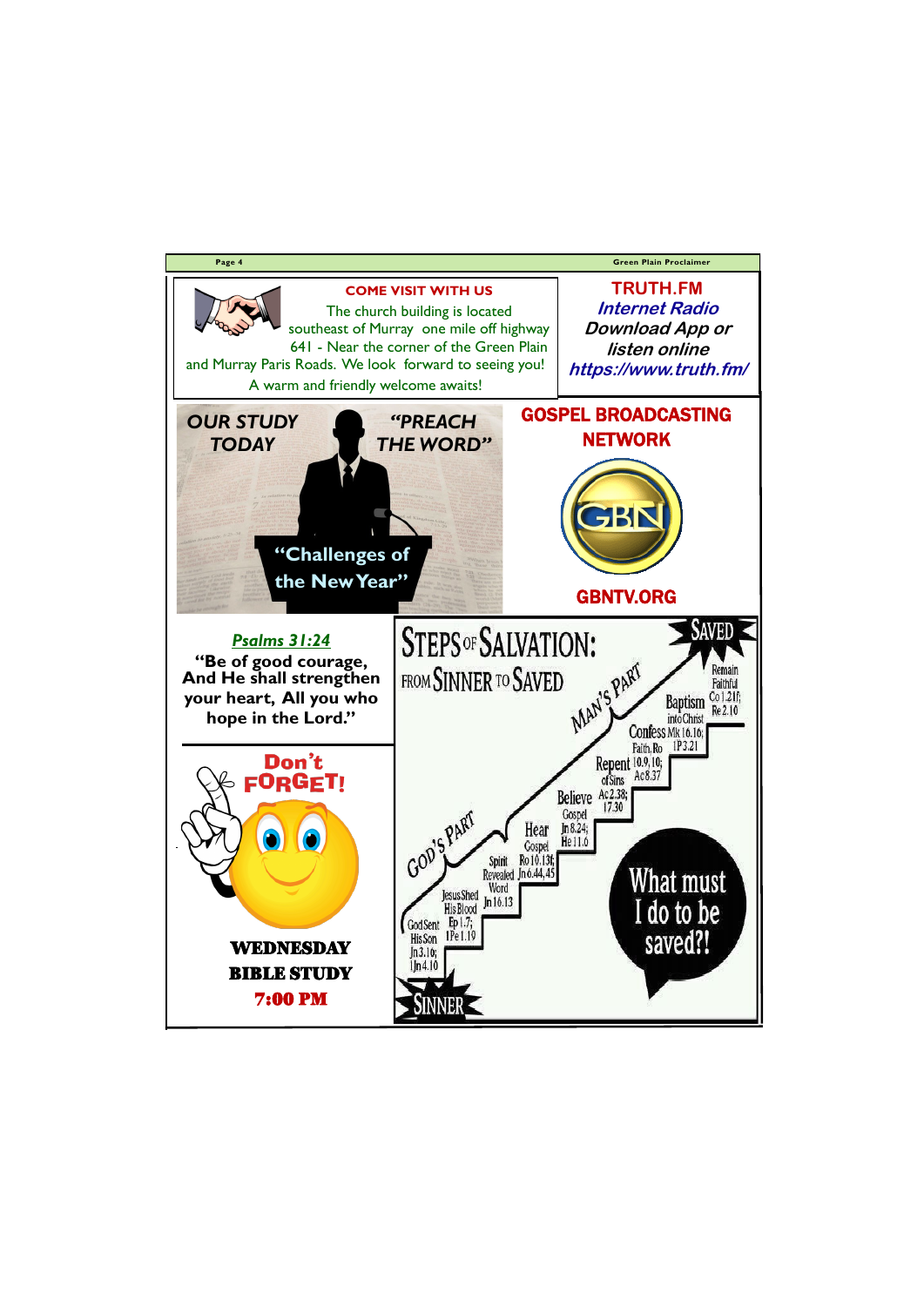### COME VISIT WITH US

The church building is located southeast of Murray one mile off highway 641 - Near the corner of the Green Plain and Murray Paris Roads. We look forward to seeing you! A warm and friendly welcome awaits!

### TRUTH.FM

*Internet Radio*

***Download App or listen online***

***https://www.truth.fm/***

### OUR STUDY TODAY

### "PREACH THE WORD"

**"Challenges of the New Year"**

### GOSPEL BROADCASTING NETWORK

GBN

**GBNTV.ORG**

***Psalms 31:24***

**"Be of good courage, And He shall strengthen your heart, All you who hope in the Lord."**

**Don't FORGET!**

**WEDNESDAY BIBLE STUDY**

**7:00 PM**

## STEPS OF SALVATION: FROM SINNER TO SAVED

SAVED

MAN'S PART

Remain Faithful Co 1.21f; Re 2.10

Baptism into Christ Mk 16.16; 1P 3.21

Confess Faith, Ro 10.9,10; Ac 8.37

Repent of Sins Ac 2.38; 17.30

Believe Gospel Jn 8.24; He 11.6

Hear Gospel Ro 10.13f; Jn 6.44,45

GOD'S PART

Spirit Revealed Word Jn 16.13

Jesus Shed His Blood Ep 1.7; 1Pe 1.19

God Sent His Son Jn 3.16; 1Jn 4.10

SINNER

What must I do to be saved?!